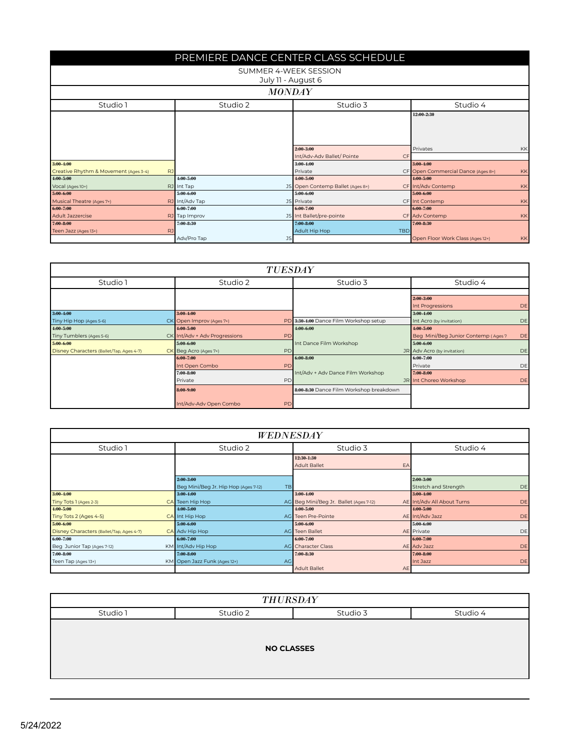# PREMIERE DANCE CENTER CLASS SCHEDULE

SUMMER 4-WEEK SESSION

July 11 - August 6

## *MONDAY*

| Studio 1 | Studio 2 | Studio 3 | Studio 4 |
|---|---|---|---|
| | | | 12:00-2:30 Privates — KK |
| | | 2:00-3:00 Int/Adv-Adv Ballet/ Pointe — CF | |
| 3:00-4:00 Creative Rhythm & Movement (Ages 3-4) — RJ | | 3:00-4:00 Private — CF | 3:00-4:00 Open Commercial Dance (Ages 8+) — KK |
| 4:00-5:00 Vocal (Ages 10+) — RJ | 4:00-5:00 Int Tap — JS | 4:00-5:00 Open Contemp Ballet (Ages 8+) — CF | 4:00-5:00 Int/Adv Contemp — KK |
| 5:00-6:00 Musical Theatre (Ages 7+) — RJ | 5:00-6:00 Int/Adv Tap — JS | 5:00-6:00 Private — CF | 5:00-6:00 Int Contemp — KK |
| 6:00-7:00 Adult Jazzercise — RJ | 6:00-7:00 Tap Improv — JS | 6:00-7:00 Int Ballet/pre-pointe — CF | 6:00-7:00 Adv Contemp — KK |
| 7:00-8:00 Teen Jazz (Ages 13+) — RJ | 7:00-8:30 Adv/Pro Tap — JS | 7:00-8:00 Adult Hip Hop — TBD | 7:00-8:30 Open Floor Work Class (Ages 12+) — KK |

## *TUESDAY*

| Studio 1 | Studio 2 | Studio 3 | Studio 4 |
|---|---|---|---|
| | | | 2:00-3:00 Int Progressions — DE |
| 3:00-4:00 Tiny Hip Hop (Ages 5-6) — CK | 3:00-4:00 Open Improv (Ages 7+) — PD | 3:30-4:00 Dance Film Workshop setup | 3:00-4:00 Int Acro (by invitation) — DE |
| 4:00-5:00 Tiny Tumblers (Ages 5-6) — CK | 4:00-5:00 Int/Adv + Adv Progressions — PD | 4:00-6:00 Int Dance Film Workshop — JR | 4:00-5:00 Beg Mini/Beg Junior Contemp (Ages 7 — DE |
| 5:00-6:00 Disney Characters (Ballet/Tap, Ages 4-7) — CK | 5:00-6:00 Beg Acro (Ages 7+) — PD | | 5:00-6:00 Adv Acro (by invitation) — DE |
| | 6:00-7:00 Int Open Combo — PD | 6:00-8:00 Int/Adv + Adv Dance Film Workshop — JR | 6:00-7:00 Private — DE |
| | 7:00-8:00 Private — PD | | 7:00-8:00 Int Choreo Workshop — DE |
| | 8:00-9:00 Int/Adv-Adv Open Combo — PD | 8:00-8:30 Dance Film Workshop breakdown | |

## *WEDNESDAY*

| Studio 1 | Studio 2 | Studio 3 | Studio 4 |
|---|---|---|---|
| | | 12:30-1:30 Adult Ballet — EA | |
| | 2:00-3:00 Beg Mini/Beg Jr. Hip Hop (Ages 7-12) — TB | | 2:00-3:00 Stretch and Strength — DE |
| 3:00-4:00 Tiny Tots 1 (Ages 2-3) — CA | 3:00-4:00 Teen Hip Hop — AG | 3:00-4:00 Beg Mini/Beg Jr. Ballet (Ages 7-12) — AE | 3:00-4:00 Int/Adv All About Turns — DE |
| 4:00-5:00 Tiny Tots 2 (Ages 4-5) — CA | 4:00-5:00 Int Hip Hop — AG | 4:00-5:00 Teen Pre-Pointe — AE | 4:00-5:00 Int/Adv Jazz — DE |
| 5:00-6:00 Disney Characters (Ballet/Tap, Ages 4-7) — CA | 5:00-6:00 Adv Hip Hop — AG | 5:00-6:00 Teen Ballet — AE | 5:00-6:00 Private — DE |
| 6:00-7:00 Beg Junior Tap (Ages 7-12) — KM | 6:00-7:00 Int/Adv Hip Hop — AG | 6:00-7:00 Character Class — AE | 6:00-7:00 Adv Jazz — DE |
| 7:00-8:00 Teen Tap (Ages 13+) — KM | 7:00-8:00 Open Jazz Funk (Ages 12+) — AG | 7:00-8:30 Adult Ballet — AE | 7:00-8:00 Int Jazz — DE |

## *THURSDAY*

| Studio 1 | Studio 2 | Studio 3 | Studio 4 |
|---|---|---|---|
| NO CLASSES | | | |

5/24/2022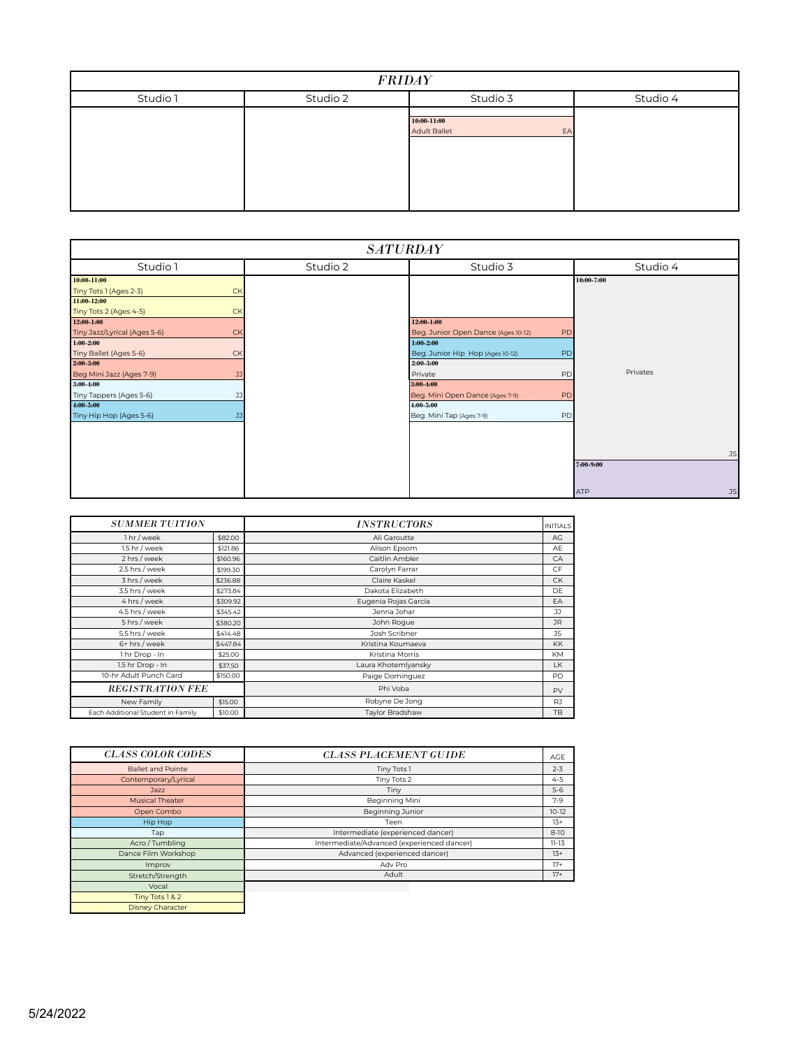## FRIDAY

| Studio 1 | Studio 2 | Studio 3 | Studio 4 |
|---|---|---|---|
| | | **10:00-11:00** Adult Ballet EA | |

## SATURDAY

| Studio 1 | Studio 2 | Studio 3 | Studio 4 |
|---|---|---|---|
| **10:00-11:00** Tiny Tots 1 (Ages 2-3) CK | | | **10:00-7:00** Privates JS |
| **11:00-12:00** Tiny Tots 2 (Ages 4-5) CK | | | |
| **12:00-1:00** Tiny Jazz/Lyrical (Ages 5-6) CK | | **12:00-1:00** Beg. Junior Open Dance (Ages 10-12) PD | |
| **1:00-2:00** Tiny Ballet (Ages 5-6) CK | | **1:00-2:00** Beg. Junior Hip Hop (Ages 10-12) PD | |
| **2:00-3:00** Beg Mini Jazz (Ages 7-9) JJ | | **2:00-3:00** Private PD | |
| **3:00-4:00** Tiny Tappers (Ages 5-6) JJ | | **3:00-4:00** Beg. Mini Open Dance (Ages 7-9) PD | |
| **4:00-5:00** Tiny Hip Hop (Ages 5-6) JJ | | **4:00-5:00** Beg. Mini Tap (Ages 7-9) PD | |
| | | | **7:00-9:00** ATP JS |

| SUMMER TUITION | | INSTRUCTORS | INITIALS |
|---|---|---|---|
| 1 hr / week | $82.00 | Ali Garoutte | AG |
| 1.5 hr / week | $121.86 | Alison Epsom | AE |
| 2 hrs / week | $160.96 | Caitlin Ambler | CA |
| 2.5 hrs / week | $199.30 | Carolyn Farrar | CF |
| 3 hrs / week | $236.88 | Claire Kaskel | CK |
| 3.5 hrs / week | $273.84 | Dakota Elizabeth | DE |
| 4 hrs / week | $309.92 | Eugenia Rojas Garcia | EA |
| 4.5 hrs / week | $345.42 | Jenna Johar | JJ |
| 5 hrs / week | $380.20 | John Rogue | JR |
| 5.5 hrs / week | $414.48 | Josh Scribner | JS |
| 6+ hrs / week | $447.84 | Kristina Koumaeva | KK |
| 1 hr Drop - In | $25.00 | Kristina Morris | KM |
| 1.5 hr Drop - In | $37.50 | Laura Khotemlyansky | LK |
| 10-hr Adult Punch Card | $150.00 | Paige Dominguez | PD |
| *REGISTRATION FEE* | | Phi Voba | PV |
| New Family | $15.00 | Robyne De Jong | RJ |
| Each Additional Student in Family | $10.00 | Taylor Bradshaw | TB |

| CLASS COLOR CODES | CLASS PLACEMENT GUIDE | AGE |
|---|---|---|
| Ballet and Pointe | Tiny Tots 1 | 2-3 |
| Contemporary/Lyrical | Tiny Tots 2 | 4-5 |
| Jazz | Tiny | 5-6 |
| Musical Theater | Beginning Mini | 7-9 |
| Open Combo | Beginning Junior | 10-12 |
| Hip Hop | Teen | 13+ |
| Tap | Intermediate (experienced dancer) | 8-10 |
| Acro / Tumbling | Intermediate/Advanced (experienced dancer) | 11-13 |
| Dance Film Workshop | Advanced (experienced dancer) | 13+ |
| Improv | Adv Pro | 17+ |
| Stretch/Strength | Adult | 17+ |
| Vocal | | |
| Tiny Tots 1 & 2 | | |
| Disney Character | | |

5/24/2022